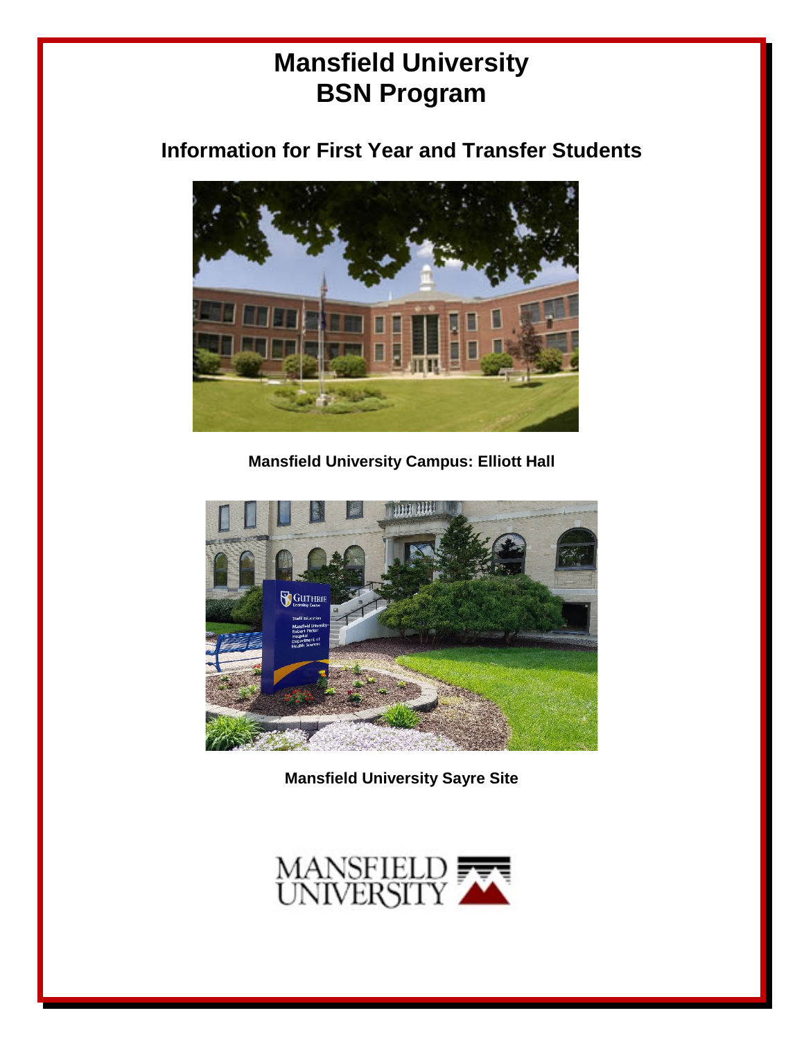# Mansfield University BSN Program

## Information for First Year and Transfer Students

**Mansfield University Campus: Elliott Hall**

**Mansfield University Sayre Site**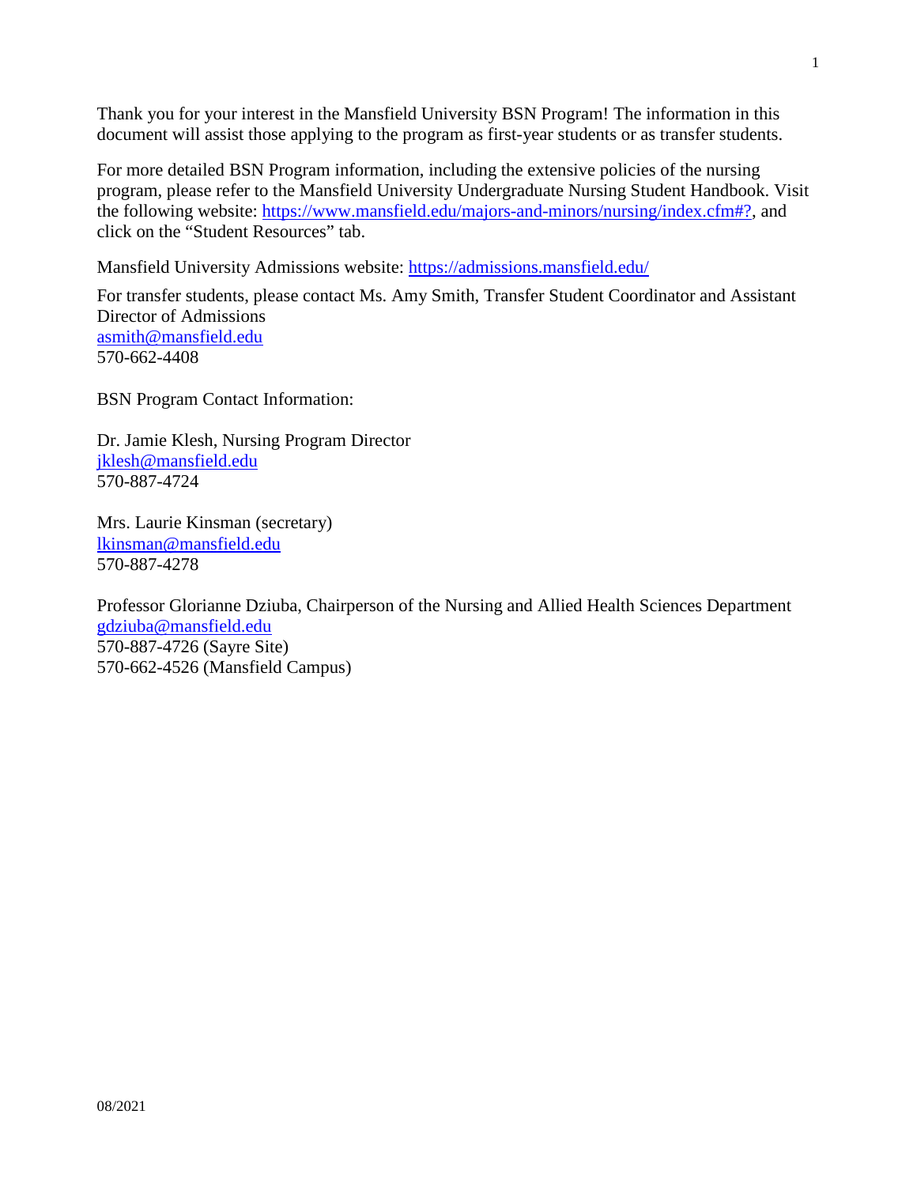Thank you for your interest in the Mansfield University BSN Program! The information in this document will assist those applying to the program as first-year students or as transfer students.

For more detailed BSN Program information, including the extensive policies of the nursing program, please refer to the Mansfield University Undergraduate Nursing Student Handbook. Visit the following website: https://www.mansfield.edu/majors-and-minors/nursing/index.cfm#?, and click on the "Student Resources" tab.

Mansfield University Admissions website: https://admissions.mansfield.edu/

For transfer students, please contact Ms. Amy Smith, Transfer Student Coordinator and Assistant Director of Admissions
asmith@mansfield.edu
570-662-4408

BSN Program Contact Information:

Dr. Jamie Klesh, Nursing Program Director
jklesh@mansfield.edu
570-887-4724

Mrs. Laurie Kinsman (secretary)
lkinsman@mansfield.edu
570-887-4278

Professor Glorianne Dziuba, Chairperson of the Nursing and Allied Health Sciences Department
gdziuba@mansfield.edu
570-887-4726 (Sayre Site)
570-662-4526 (Mansfield Campus)

08/2021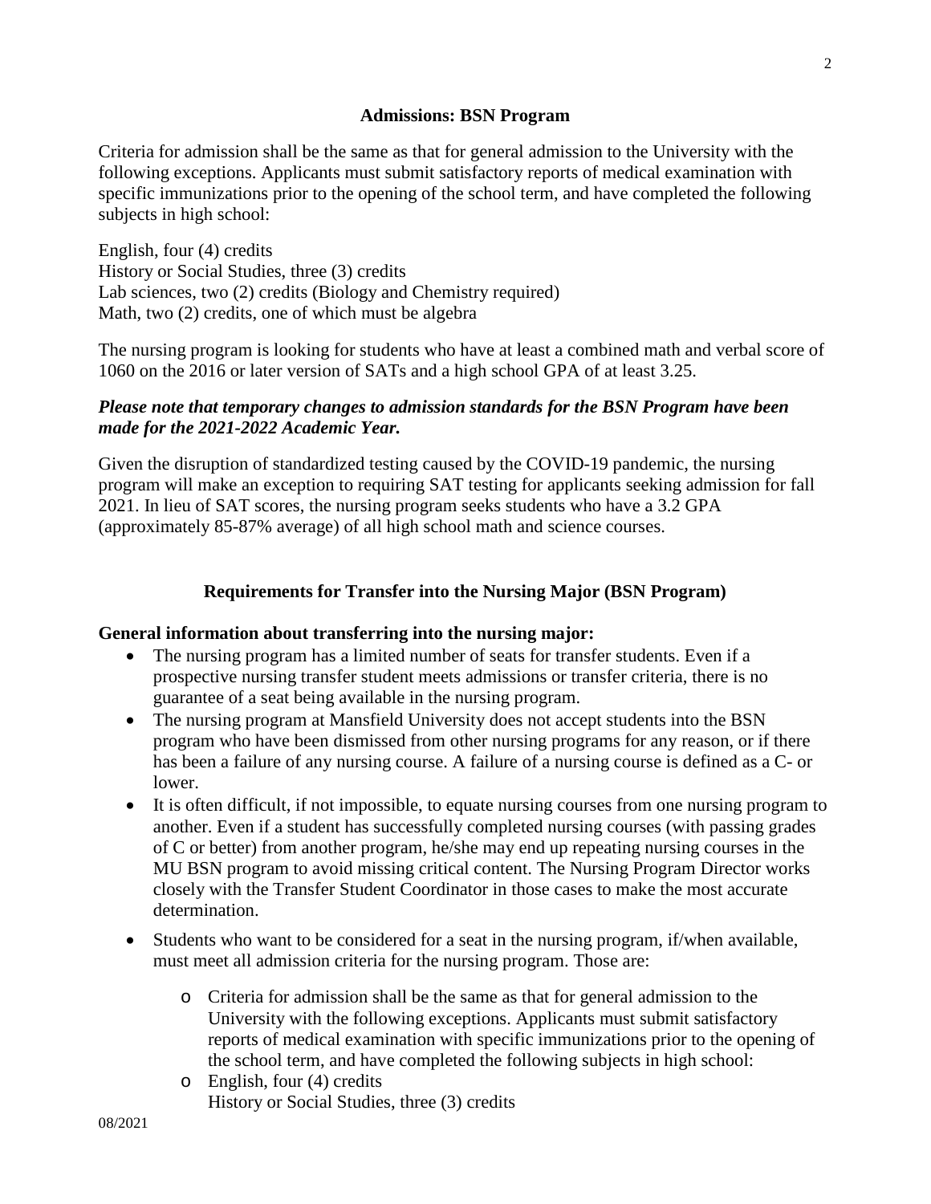## Admissions: BSN Program

Criteria for admission shall be the same as that for general admission to the University with the following exceptions. Applicants must submit satisfactory reports of medical examination with specific immunizations prior to the opening of the school term, and have completed the following subjects in high school:

English, four (4) credits
History or Social Studies, three (3) credits
Lab sciences, two (2) credits (Biology and Chemistry required)
Math, two (2) credits, one of which must be algebra

The nursing program is looking for students who have at least a combined math and verbal score of 1060 on the 2016 or later version of SATs and a high school GPA of at least 3.25.

***Please note that temporary changes to admission standards for the BSN Program have been made for the 2021-2022 Academic Year.***

Given the disruption of standardized testing caused by the COVID-19 pandemic, the nursing program will make an exception to requiring SAT testing for applicants seeking admission for fall 2021. In lieu of SAT scores, the nursing program seeks students who have a 3.2 GPA (approximately 85-87% average) of all high school math and science courses.

## Requirements for Transfer into the Nursing Major (BSN Program)

**General information about transferring into the nursing major:**

- The nursing program has a limited number of seats for transfer students. Even if a prospective nursing transfer student meets admissions or transfer criteria, there is no guarantee of a seat being available in the nursing program.
- The nursing program at Mansfield University does not accept students into the BSN program who have been dismissed from other nursing programs for any reason, or if there has been a failure of any nursing course. A failure of a nursing course is defined as a C- or lower.
- It is often difficult, if not impossible, to equate nursing courses from one nursing program to another. Even if a student has successfully completed nursing courses (with passing grades of C or better) from another program, he/she may end up repeating nursing courses in the MU BSN program to avoid missing critical content. The Nursing Program Director works closely with the Transfer Student Coordinator in those cases to make the most accurate determination.
- Students who want to be considered for a seat in the nursing program, if/when available, must meet all admission criteria for the nursing program. Those are:
    - Criteria for admission shall be the same as that for general admission to the University with the following exceptions. Applicants must submit satisfactory reports of medical examination with specific immunizations prior to the opening of the school term, and have completed the following subjects in high school:
    - English, four (4) credits
      History or Social Studies, three (3) credits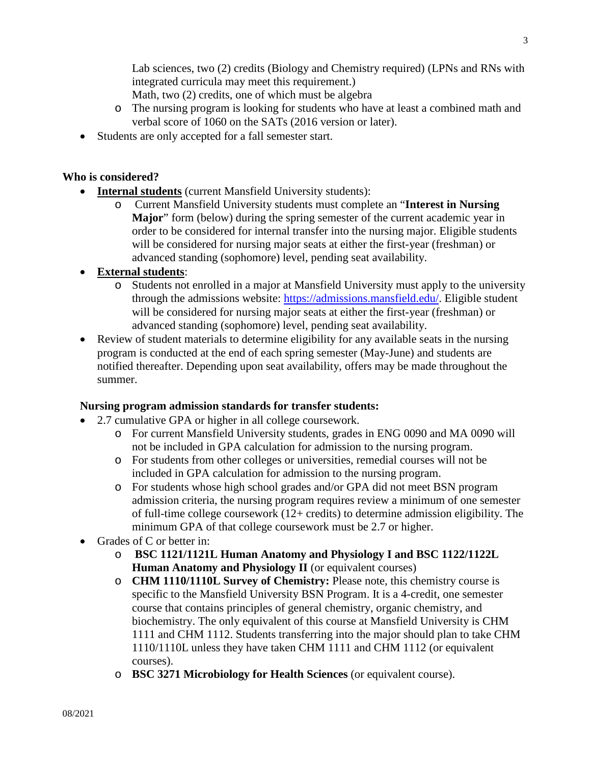Lab sciences, two (2) credits (Biology and Chemistry required) (LPNs and RNs with integrated curricula may meet this requirement.)
Math, two (2) credits, one of which must be algebra
    - The nursing program is looking for students who have at least a combined math and verbal score of 1060 on the SATs (2016 version or later).
- Students are only accepted for a fall semester start.

**Who is considered?**

- **Internal students** (current Mansfield University students):
    - Current Mansfield University students must complete an "**Interest in Nursing Major**" form (below) during the spring semester of the current academic year in order to be considered for internal transfer into the nursing major. Eligible students will be considered for nursing major seats at either the first-year (freshman) or advanced standing (sophomore) level, pending seat availability.
- **External students**:
    - Students not enrolled in a major at Mansfield University must apply to the university through the admissions website: https://admissions.mansfield.edu/. Eligible student will be considered for nursing major seats at either the first-year (freshman) or advanced standing (sophomore) level, pending seat availability.
- Review of student materials to determine eligibility for any available seats in the nursing program is conducted at the end of each spring semester (May-June) and students are notified thereafter. Depending upon seat availability, offers may be made throughout the summer.

**Nursing program admission standards for transfer students:**

- 2.7 cumulative GPA or higher in all college coursework.
    - For current Mansfield University students, grades in ENG 0090 and MA 0090 will not be included in GPA calculation for admission to the nursing program.
    - For students from other colleges or universities, remedial courses will not be included in GPA calculation for admission to the nursing program.
    - For students whose high school grades and/or GPA did not meet BSN program admission criteria, the nursing program requires review a minimum of one semester of full-time college coursework (12+ credits) to determine admission eligibility. The minimum GPA of that college coursework must be 2.7 or higher.
- Grades of C or better in:
    - **BSC 1121/1121L Human Anatomy and Physiology I and BSC 1122/1122L Human Anatomy and Physiology II** (or equivalent courses)
    - **CHM 1110/1110L Survey of Chemistry:** Please note, this chemistry course is specific to the Mansfield University BSN Program. It is a 4-credit, one semester course that contains principles of general chemistry, organic chemistry, and biochemistry. The only equivalent of this course at Mansfield University is CHM 1111 and CHM 1112. Students transferring into the major should plan to take CHM 1110/1110L unless they have taken CHM 1111 and CHM 1112 (or equivalent courses).
    - **BSC 3271 Microbiology for Health Sciences** (or equivalent course).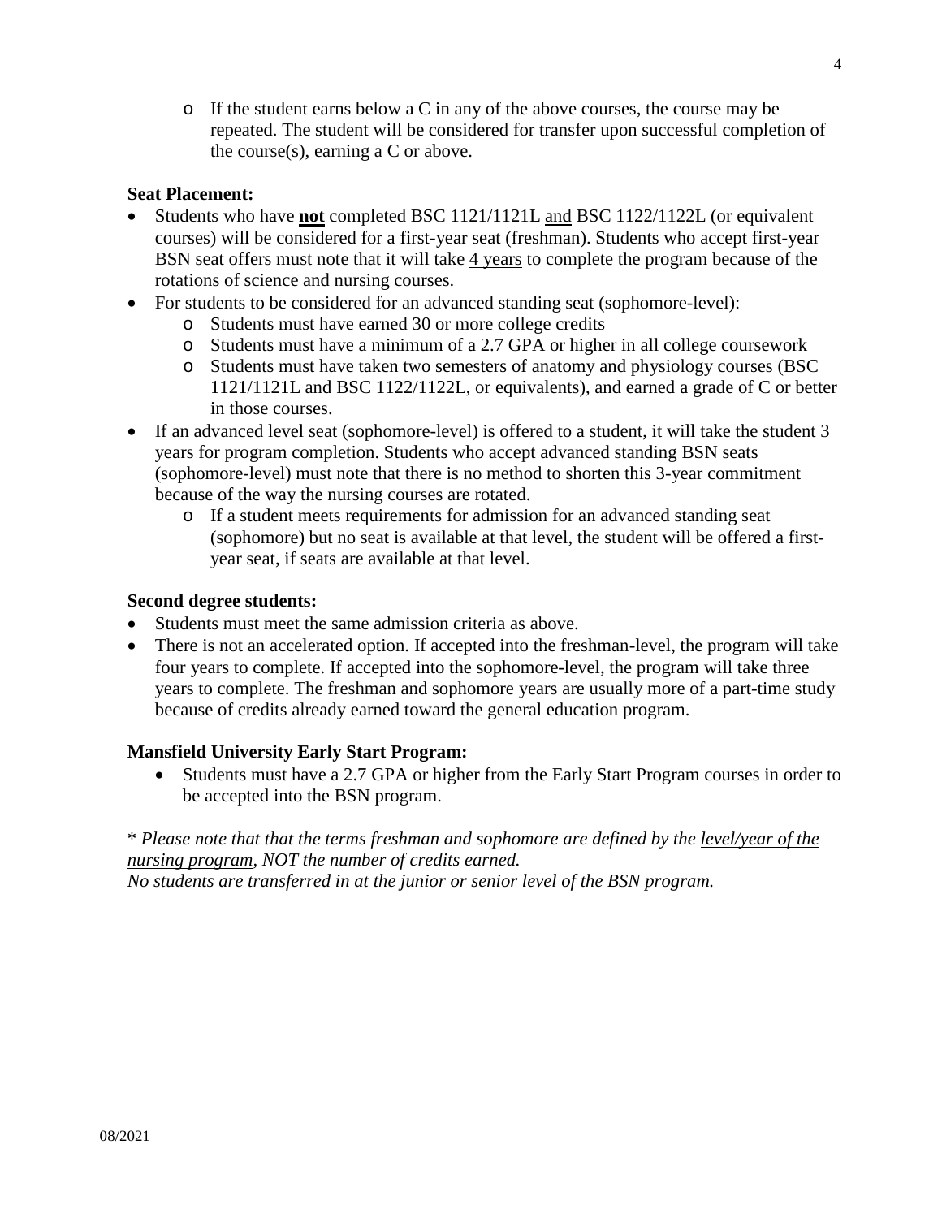- If the student earns below a C in any of the above courses, the course may be repeated. The student will be considered for transfer upon successful completion of the course(s), earning a C or above.

**Seat Placement:**

- Students who have **not** completed BSC 1121/1121L and BSC 1122/1122L (or equivalent courses) will be considered for a first-year seat (freshman). Students who accept first-year BSN seat offers must note that it will take 4 years to complete the program because of the rotations of science and nursing courses.
- For students to be considered for an advanced standing seat (sophomore-level):
  - Students must have earned 30 or more college credits
  - Students must have a minimum of a 2.7 GPA or higher in all college coursework
  - Students must have taken two semesters of anatomy and physiology courses (BSC 1121/1121L and BSC 1122/1122L, or equivalents), and earned a grade of C or better in those courses.
- If an advanced level seat (sophomore-level) is offered to a student, it will take the student 3 years for program completion. Students who accept advanced standing BSN seats (sophomore-level) must note that there is no method to shorten this 3-year commitment because of the way the nursing courses are rotated.
  - If a student meets requirements for admission for an advanced standing seat (sophomore) but no seat is available at that level, the student will be offered a first-year seat, if seats are available at that level.

**Second degree students:**

- Students must meet the same admission criteria as above.
- There is not an accelerated option. If accepted into the freshman-level, the program will take four years to complete. If accepted into the sophomore-level, the program will take three years to complete. The freshman and sophomore years are usually more of a part-time study because of credits already earned toward the general education program.

**Mansfield University Early Start Program:**

- Students must have a 2.7 GPA or higher from the Early Start Program courses in order to be accepted into the BSN program.

*\* Please note that that the terms freshman and sophomore are defined by the level/year of the nursing program, NOT the number of credits earned.*
*No students are transferred in at the junior or senior level of the BSN program.*

08/2021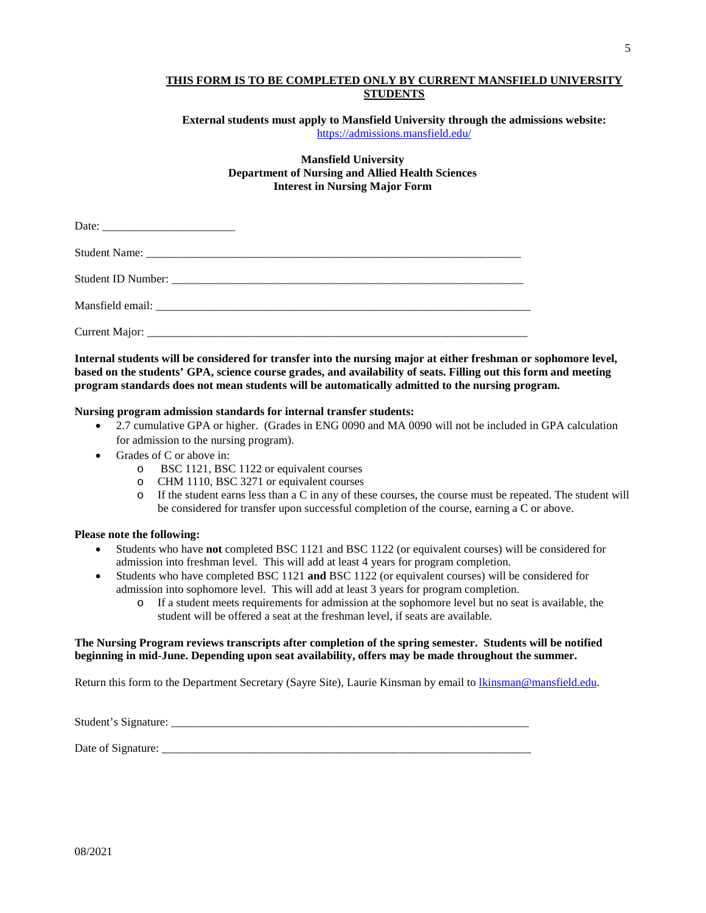**THIS FORM IS TO BE COMPLETED ONLY BY CURRENT MANSFIELD UNIVERSITY STUDENTS**

**External students must apply to Mansfield University through the admissions website:** [https://admissions.mansfield.edu/](https://admissions.mansfield.edu/)

**Mansfield University**
**Department of Nursing and Allied Health Sciences**
**Interest in Nursing Major Form**

Date: _______________________

Student Name: ______________________________________________________________________

Student ID Number: __________________________________________________________________

Mansfield email: ______________________________________________________________________

Current Major: _______________________________________________________________________

**Internal students will be considered for transfer into the nursing major at either freshman or sophomore level, based on the students' GPA, science course grades, and availability of seats. Filling out this form and meeting program standards does not mean students will be automatically admitted to the nursing program.**

**Nursing program admission standards for internal transfer students:**

- 2.7 cumulative GPA or higher. (Grades in ENG 0090 and MA 0090 will not be included in GPA calculation for admission to the nursing program).
- Grades of C or above in:
  - BSC 1121, BSC 1122 or equivalent courses
  - CHM 1110, BSC 3271 or equivalent courses
  - If the student earns less than a C in any of these courses, the course must be repeated. The student will be considered for transfer upon successful completion of the course, earning a C or above.

**Please note the following:**

- Students who have **not** completed BSC 1121 and BSC 1122 (or equivalent courses) will be considered for admission into freshman level. This will add at least 4 years for program completion.
- Students who have completed BSC 1121 **and** BSC 1122 (or equivalent courses) will be considered for admission into sophomore level. This will add at least 3 years for program completion.
  - If a student meets requirements for admission at the sophomore level but no seat is available, the student will be offered a seat at the freshman level, if seats are available.

**The Nursing Program reviews transcripts after completion of the spring semester. Students will be notified beginning in mid-June. Depending upon seat availability, offers may be made throughout the summer.**

Return this form to the Department Secretary (Sayre Site), Laurie Kinsman by email to [lkinsman@mansfield.edu](mailto:lkinsman@mansfield.edu).

Student's Signature: __________________________________________________________________

Date of Signature: ____________________________________________________________________

08/2021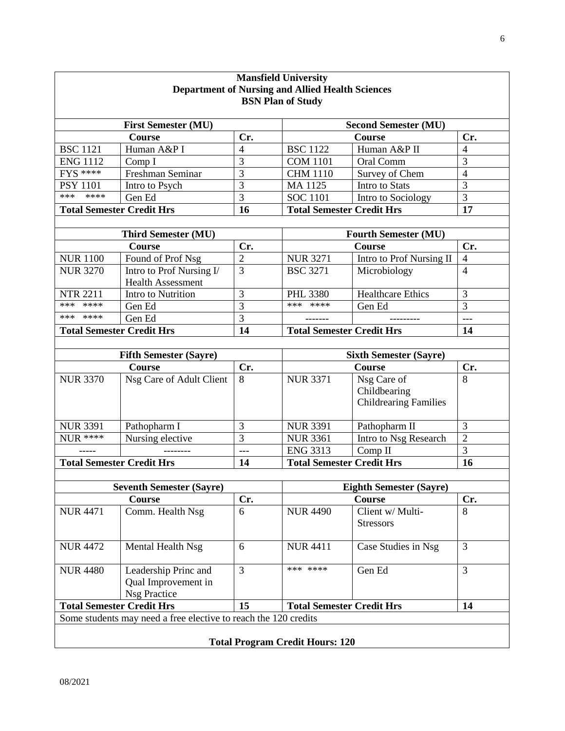**Mansfield University**
**Department of Nursing and Allied Health Sciences**
**BSN Plan of Study**

| **First Semester (MU)** | | | **Second Semester (MU)** | | |
|---|---|---|---|---|---|
| **Course** | | **Cr.** | **Course** | | **Cr.** |
| BSC 1121 | Human A&P I | 4 | BSC 1122 | Human A&P II | 4 |
| ENG 1112 | Comp I | 3 | COM 1101 | Oral Comm | 3 |
| FYS **** | Freshman Seminar | 3 | CHM 1110 | Survey of Chem | 4 |
| PSY 1101 | Intro to Psych | 3 | MA 1125 | Intro to Stats | 3 |
| *** **** | Gen Ed | 3 | SOC 1101 | Intro to Sociology | 3 |
| **Total Semester Credit Hrs** | | **16** | **Total Semester Credit Hrs** | | **17** |
| | | | | | |
| **Third Semester (MU)** | | | **Fourth Semester (MU)** | | |
| **Course** | | **Cr.** | **Course** | | **Cr.** |
| NUR 1100 | Found of Prof Nsg | 2 | NUR 3271 | Intro to Prof Nursing II | 4 |
| NUR 3270 | Intro to Prof Nursing I/ Health Assessment | 3 | BSC 3271 | Microbiology | 4 |
| NTR 2211 | Intro to Nutrition | 3 | PHL 3380 | Healthcare Ethics | 3 |
| *** **** | Gen Ed | 3 | *** **** | Gen Ed | 3 |
| *** **** | Gen Ed | 3 | ------- | --------- | --- |
| **Total Semester Credit Hrs** | | **14** | **Total Semester Credit Hrs** | | **14** |
| | | | | | |
| **Fifth Semester (Sayre)** | | | **Sixth Semester (Sayre)** | | |
| **Course** | | **Cr.** | **Course** | | **Cr.** |
| NUR 3370 | Nsg Care of Adult Client | 8 | NUR 3371 | Nsg Care of Childbearing Childrearing Families | 8 |
| NUR 3391 | Pathopharm I | 3 | NUR 3391 | Pathopharm II | 3 |
| NUR **** | Nursing elective | 3 | NUR 3361 | Intro to Nsg Research | 2 |
| ----- | -------- | --- | ENG 3313 | Comp II | 3 |
| **Total Semester Credit Hrs** | | **14** | **Total Semester Credit Hrs** | | **16** |
| | | | | | |
| **Seventh Semester (Sayre)** | | | **Eighth Semester (Sayre)** | | |
| **Course** | | **Cr.** | **Course** | | **Cr.** |
| NUR 4471 | Comm. Health Nsg | 6 | NUR 4490 | Client w/ Multi-Stressors | 8 |
| NUR 4472 | Mental Health Nsg | 6 | NUR 4411 | Case Studies in Nsg | 3 |
| NUR 4480 | Leadership Princ and Qual Improvement in Nsg Practice | 3 | *** **** | Gen Ed | 3 |
| **Total Semester Credit Hrs** | | **15** | **Total Semester Credit Hrs** | | **14** |

Some students may need a free elective to reach the 120 credits

**Total Program Credit Hours: 120**

08/2021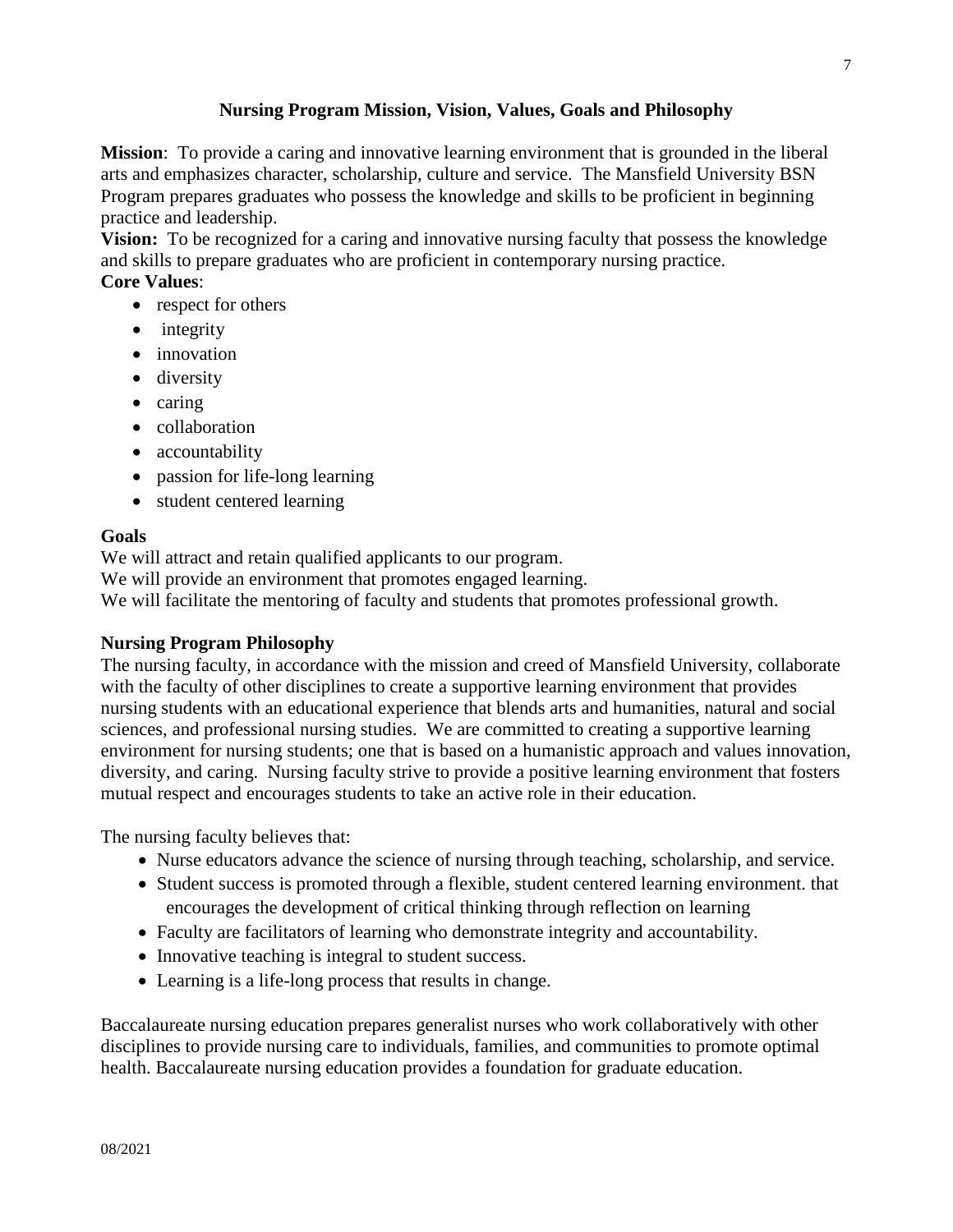## Nursing Program Mission, Vision, Values, Goals and Philosophy

**Mission**: To provide a caring and innovative learning environment that is grounded in the liberal arts and emphasizes character, scholarship, culture and service. The Mansfield University BSN Program prepares graduates who possess the knowledge and skills to be proficient in beginning practice and leadership.

**Vision:** To be recognized for a caring and innovative nursing faculty that possess the knowledge and skills to prepare graduates who are proficient in contemporary nursing practice.

**Core Values**:

- respect for others
- integrity
- innovation
- diversity
- caring
- collaboration
- accountability
- passion for life-long learning
- student centered learning

**Goals**

We will attract and retain qualified applicants to our program.
We will provide an environment that promotes engaged learning.
We will facilitate the mentoring of faculty and students that promotes professional growth.

**Nursing Program Philosophy**

The nursing faculty, in accordance with the mission and creed of Mansfield University, collaborate with the faculty of other disciplines to create a supportive learning environment that provides nursing students with an educational experience that blends arts and humanities, natural and social sciences, and professional nursing studies. We are committed to creating a supportive learning environment for nursing students; one that is based on a humanistic approach and values innovation, diversity, and caring. Nursing faculty strive to provide a positive learning environment that fosters mutual respect and encourages students to take an active role in their education.

The nursing faculty believes that:

- Nurse educators advance the science of nursing through teaching, scholarship, and service.
- Student success is promoted through a flexible, student centered learning environment. that encourages the development of critical thinking through reflection on learning
- Faculty are facilitators of learning who demonstrate integrity and accountability.
- Innovative teaching is integral to student success.
- Learning is a life-long process that results in change.

Baccalaureate nursing education prepares generalist nurses who work collaboratively with other disciplines to provide nursing care to individuals, families, and communities to promote optimal health. Baccalaureate nursing education provides a foundation for graduate education.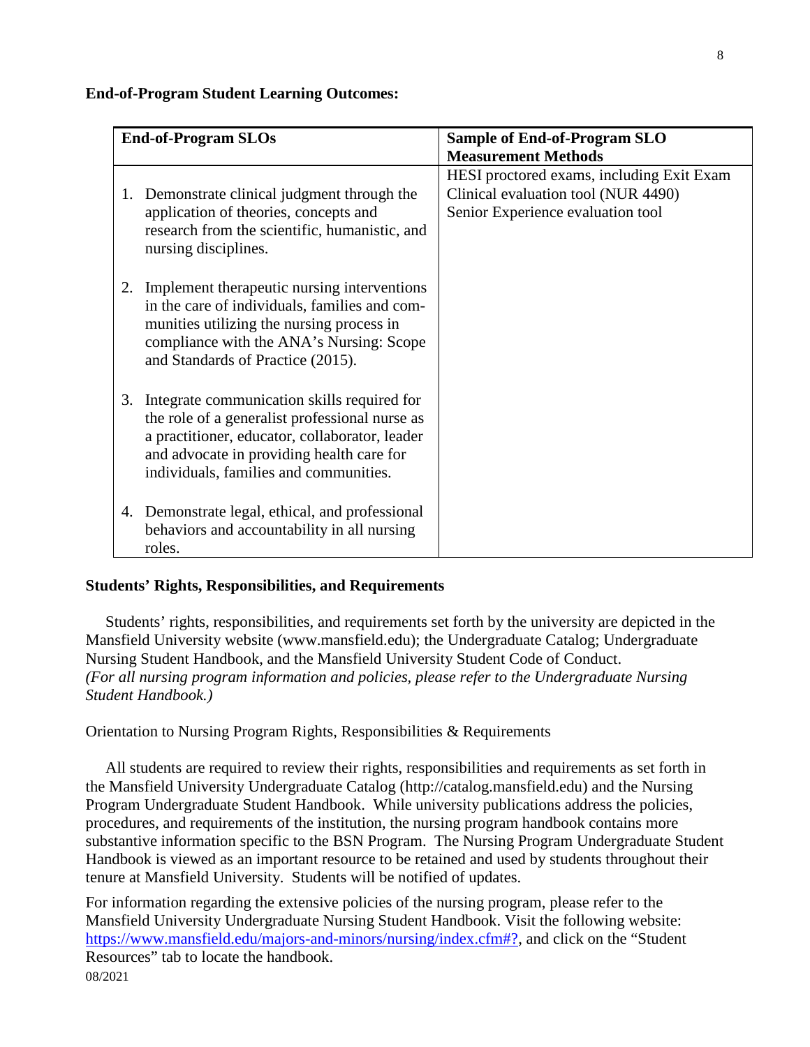**End-of-Program Student Learning Outcomes:**

| End-of-Program SLOs | Sample of End-of-Program SLO Measurement Methods |
|---|---|
| 1. Demonstrate clinical judgment through the application of theories, concepts and research from the scientific, humanistic, and nursing disciplines.<br><br>2. Implement therapeutic nursing interventions in the care of individuals, families and communities utilizing the nursing process in compliance with the ANA's Nursing: Scope and Standards of Practice (2015).<br><br>3. Integrate communication skills required for the role of a generalist professional nurse as a practitioner, educator, collaborator, leader and advocate in providing health care for individuals, families and communities.<br><br>4. Demonstrate legal, ethical, and professional behaviors and accountability in all nursing roles. | HESI proctored exams, including Exit Exam<br>Clinical evaluation tool (NUR 4490)<br>Senior Experience evaluation tool |

**Students' Rights, Responsibilities, and Requirements**

Students' rights, responsibilities, and requirements set forth by the university are depicted in the Mansfield University website (www.mansfield.edu); the Undergraduate Catalog; Undergraduate Nursing Student Handbook, and the Mansfield University Student Code of Conduct. *(For all nursing program information and policies, please refer to the Undergraduate Nursing Student Handbook.)*

Orientation to Nursing Program Rights, Responsibilities & Requirements

All students are required to review their rights, responsibilities and requirements as set forth in the Mansfield University Undergraduate Catalog (http://catalog.mansfield.edu) and the Nursing Program Undergraduate Student Handbook. While university publications address the policies, procedures, and requirements of the institution, the nursing program handbook contains more substantive information specific to the BSN Program. The Nursing Program Undergraduate Student Handbook is viewed as an important resource to be retained and used by students throughout their tenure at Mansfield University. Students will be notified of updates.

For information regarding the extensive policies of the nursing program, please refer to the Mansfield University Undergraduate Nursing Student Handbook. Visit the following website: https://www.mansfield.edu/majors-and-minors/nursing/index.cfm#?, and click on the "Student Resources" tab to locate the handbook.

08/2021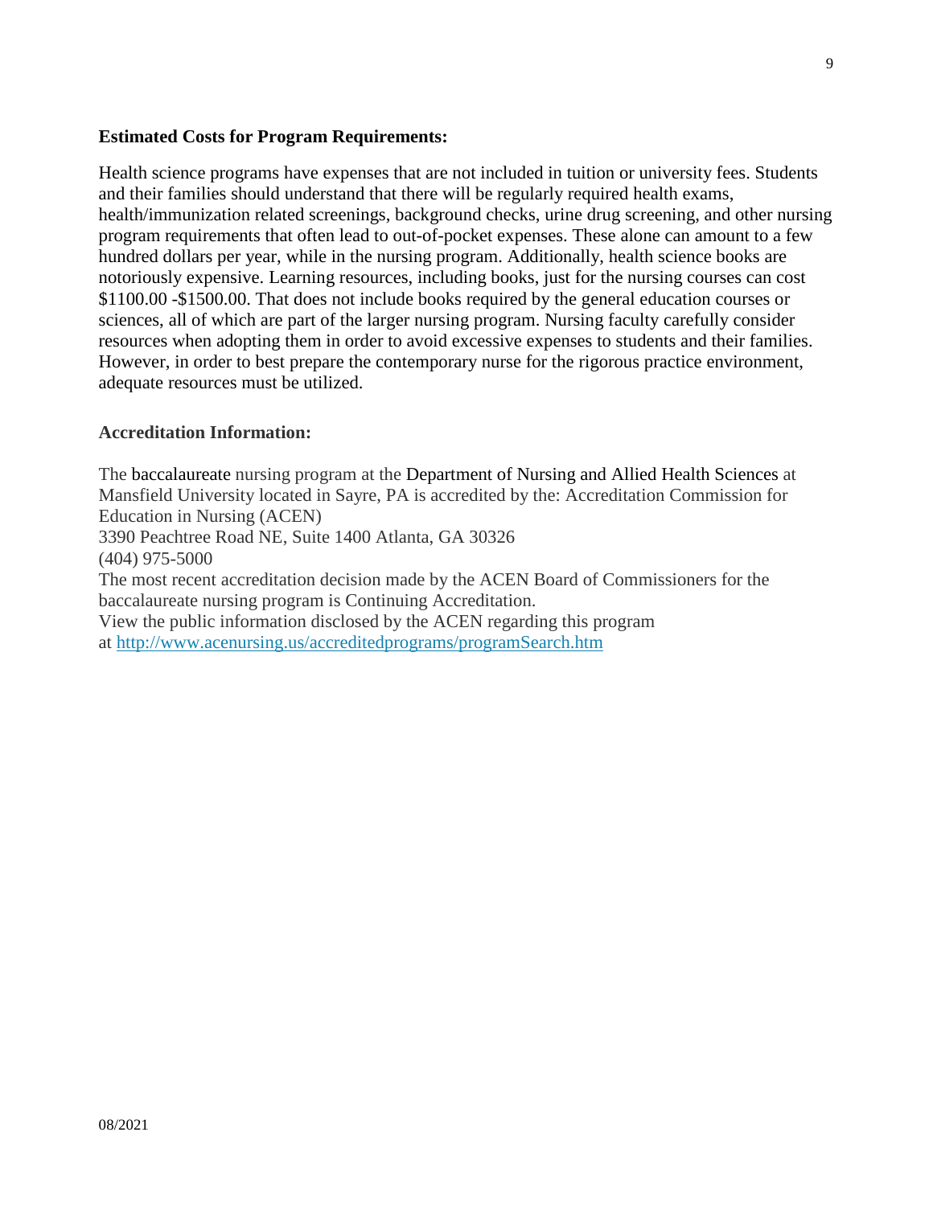**Estimated Costs for Program Requirements:**

Health science programs have expenses that are not included in tuition or university fees. Students and their families should understand that there will be regularly required health exams, health/immunization related screenings, background checks, urine drug screening, and other nursing program requirements that often lead to out-of-pocket expenses. These alone can amount to a few hundred dollars per year, while in the nursing program. Additionally, health science books are notoriously expensive. Learning resources, including books, just for the nursing courses can cost $1100.00 -$1500.00. That does not include books required by the general education courses or sciences, all of which are part of the larger nursing program. Nursing faculty carefully consider resources when adopting them in order to avoid excessive expenses to students and their families. However, in order to best prepare the contemporary nurse for the rigorous practice environment, adequate resources must be utilized.

**Accreditation Information:**

The baccalaureate nursing program at the Department of Nursing and Allied Health Sciences at Mansfield University located in Sayre, PA is accredited by the: Accreditation Commission for Education in Nursing (ACEN)
3390 Peachtree Road NE, Suite 1400 Atlanta, GA 30326
(404) 975-5000
The most recent accreditation decision made by the ACEN Board of Commissioners for the baccalaureate nursing program is Continuing Accreditation.
View the public information disclosed by the ACEN regarding this program at http://www.acenursing.us/accreditedprograms/programSearch.htm

08/2021